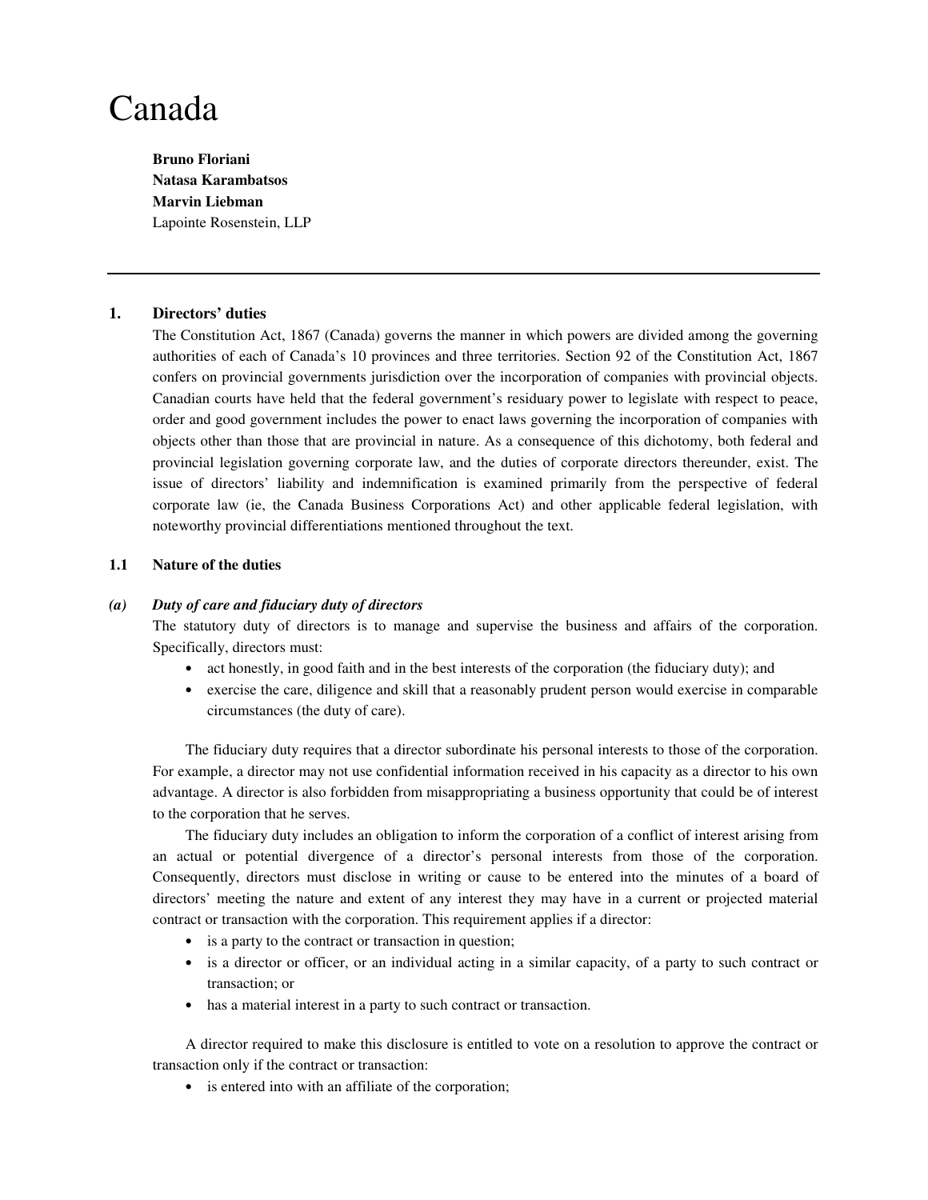# Canada

**Bruno Floriani**
**Natasa Karambatsos**
**Marvin Liebman**
Lapointe Rosenstein, LLP

---

## 1. Directors' duties

The Constitution Act, 1867 (Canada) governs the manner in which powers are divided among the governing authorities of each of Canada's 10 provinces and three territories. Section 92 of the Constitution Act, 1867 confers on provincial governments jurisdiction over the incorporation of companies with provincial objects. Canadian courts have held that the federal government's residuary power to legislate with respect to peace, order and good government includes the power to enact laws governing the incorporation of companies with objects other than those that are provincial in nature. As a consequence of this dichotomy, both federal and provincial legislation governing corporate law, and the duties of corporate directors thereunder, exist. The issue of directors' liability and indemnification is examined primarily from the perspective of federal corporate law (ie, the Canada Business Corporations Act) and other applicable federal legislation, with noteworthy provincial differentiations mentioned throughout the text.

### 1.1 Nature of the duties

#### *(a) Duty of care and fiduciary duty of directors*

The statutory duty of directors is to manage and supervise the business and affairs of the corporation. Specifically, directors must:

- act honestly, in good faith and in the best interests of the corporation (the fiduciary duty); and
- exercise the care, diligence and skill that a reasonably prudent person would exercise in comparable circumstances (the duty of care).

The fiduciary duty requires that a director subordinate his personal interests to those of the corporation. For example, a director may not use confidential information received in his capacity as a director to his own advantage. A director is also forbidden from misappropriating a business opportunity that could be of interest to the corporation that he serves.

The fiduciary duty includes an obligation to inform the corporation of a conflict of interest arising from an actual or potential divergence of a director's personal interests from those of the corporation. Consequently, directors must disclose in writing or cause to be entered into the minutes of a board of directors' meeting the nature and extent of any interest they may have in a current or projected material contract or transaction with the corporation. This requirement applies if a director:

- is a party to the contract or transaction in question;
- is a director or officer, or an individual acting in a similar capacity, of a party to such contract or transaction; or
- has a material interest in a party to such contract or transaction.

A director required to make this disclosure is entitled to vote on a resolution to approve the contract or transaction only if the contract or transaction:

- is entered into with an affiliate of the corporation;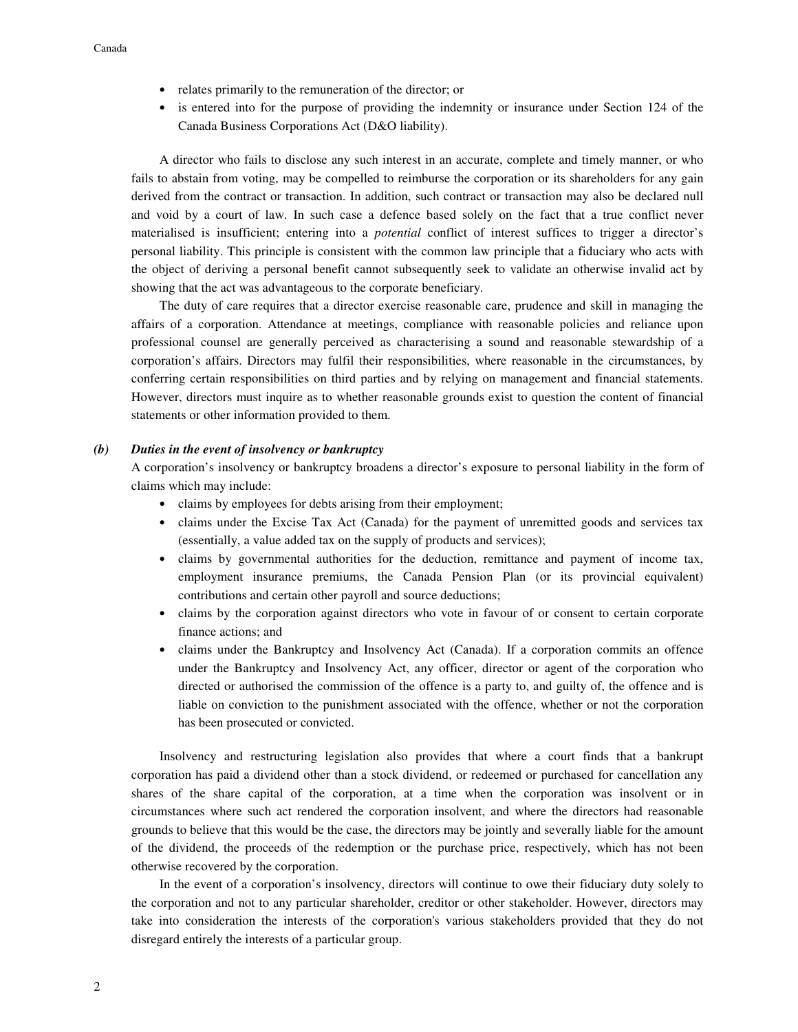- relates primarily to the remuneration of the director; or
- is entered into for the purpose of providing the indemnity or insurance under Section 124 of the Canada Business Corporations Act (D&O liability).

A director who fails to disclose any such interest in an accurate, complete and timely manner, or who fails to abstain from voting, may be compelled to reimburse the corporation or its shareholders for any gain derived from the contract or transaction. In addition, such contract or transaction may also be declared null and void by a court of law. In such case a defence based solely on the fact that a true conflict never materialised is insufficient; entering into a *potential* conflict of interest suffices to trigger a director's personal liability. This principle is consistent with the common law principle that a fiduciary who acts with the object of deriving a personal benefit cannot subsequently seek to validate an otherwise invalid act by showing that the act was advantageous to the corporate beneficiary.

The duty of care requires that a director exercise reasonable care, prudence and skill in managing the affairs of a corporation. Attendance at meetings, compliance with reasonable policies and reliance upon professional counsel are generally perceived as characterising a sound and reasonable stewardship of a corporation's affairs. Directors may fulfil their responsibilities, where reasonable in the circumstances, by conferring certain responsibilities on third parties and by relying on management and financial statements. However, directors must inquire as to whether reasonable grounds exist to question the content of financial statements or other information provided to them.

### *(b) Duties in the event of insolvency or bankruptcy*

A corporation's insolvency or bankruptcy broadens a director's exposure to personal liability in the form of claims which may include:

- claims by employees for debts arising from their employment;
- claims under the Excise Tax Act (Canada) for the payment of unremitted goods and services tax (essentially, a value added tax on the supply of products and services);
- claims by governmental authorities for the deduction, remittance and payment of income tax, employment insurance premiums, the Canada Pension Plan (or its provincial equivalent) contributions and certain other payroll and source deductions;
- claims by the corporation against directors who vote in favour of or consent to certain corporate finance actions; and
- claims under the Bankruptcy and Insolvency Act (Canada). If a corporation commits an offence under the Bankruptcy and Insolvency Act, any officer, director or agent of the corporation who directed or authorised the commission of the offence is a party to, and guilty of, the offence and is liable on conviction to the punishment associated with the offence, whether or not the corporation has been prosecuted or convicted.

Insolvency and restructuring legislation also provides that where a court finds that a bankrupt corporation has paid a dividend other than a stock dividend, or redeemed or purchased for cancellation any shares of the share capital of the corporation, at a time when the corporation was insolvent or in circumstances where such act rendered the corporation insolvent, and where the directors had reasonable grounds to believe that this would be the case, the directors may be jointly and severally liable for the amount of the dividend, the proceeds of the redemption or the purchase price, respectively, which has not been otherwise recovered by the corporation.

In the event of a corporation's insolvency, directors will continue to owe their fiduciary duty solely to the corporation and not to any particular shareholder, creditor or other stakeholder. However, directors may take into consideration the interests of the corporation's various stakeholders provided that they do not disregard entirely the interests of a particular group.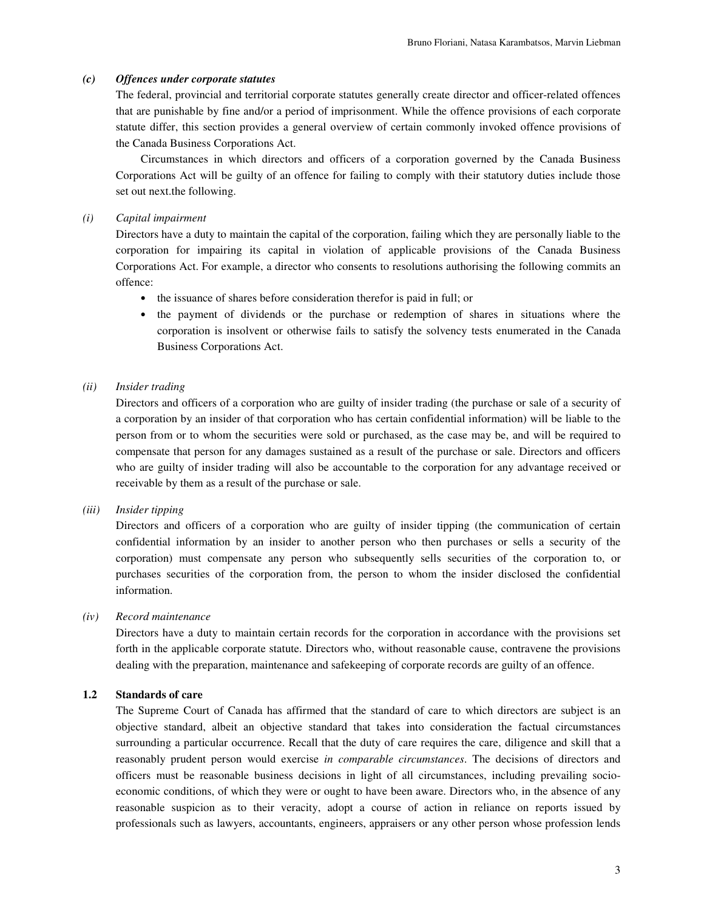### *(c) Offences under corporate statutes*

The federal, provincial and territorial corporate statutes generally create director and officer-related offences that are punishable by fine and/or a period of imprisonment. While the offence provisions of each corporate statute differ, this section provides a general overview of certain commonly invoked offence provisions of the Canada Business Corporations Act.

Circumstances in which directors and officers of a corporation governed by the Canada Business Corporations Act will be guilty of an offence for failing to comply with their statutory duties include those set out next.the following.

#### *(i) Capital impairment*

Directors have a duty to maintain the capital of the corporation, failing which they are personally liable to the corporation for impairing its capital in violation of applicable provisions of the Canada Business Corporations Act. For example, a director who consents to resolutions authorising the following commits an offence:

- the issuance of shares before consideration therefor is paid in full; or
- the payment of dividends or the purchase or redemption of shares in situations where the corporation is insolvent or otherwise fails to satisfy the solvency tests enumerated in the Canada Business Corporations Act.

#### *(ii) Insider trading*

Directors and officers of a corporation who are guilty of insider trading (the purchase or sale of a security of a corporation by an insider of that corporation who has certain confidential information) will be liable to the person from or to whom the securities were sold or purchased, as the case may be, and will be required to compensate that person for any damages sustained as a result of the purchase or sale. Directors and officers who are guilty of insider trading will also be accountable to the corporation for any advantage received or receivable by them as a result of the purchase or sale.

#### *(iii) Insider tipping*

Directors and officers of a corporation who are guilty of insider tipping (the communication of certain confidential information by an insider to another person who then purchases or sells a security of the corporation) must compensate any person who subsequently sells securities of the corporation to, or purchases securities of the corporation from, the person to whom the insider disclosed the confidential information.

#### *(iv) Record maintenance*

Directors have a duty to maintain certain records for the corporation in accordance with the provisions set forth in the applicable corporate statute. Directors who, without reasonable cause, contravene the provisions dealing with the preparation, maintenance and safekeeping of corporate records are guilty of an offence.

## 1.2 Standards of care

The Supreme Court of Canada has affirmed that the standard of care to which directors are subject is an objective standard, albeit an objective standard that takes into consideration the factual circumstances surrounding a particular occurrence. Recall that the duty of care requires the care, diligence and skill that a reasonably prudent person would exercise *in comparable circumstances*. The decisions of directors and officers must be reasonable business decisions in light of all circumstances, including prevailing socio-economic conditions, of which they were or ought to have been aware. Directors who, in the absence of any reasonable suspicion as to their veracity, adopt a course of action in reliance on reports issued by professionals such as lawyers, accountants, engineers, appraisers or any other person whose profession lends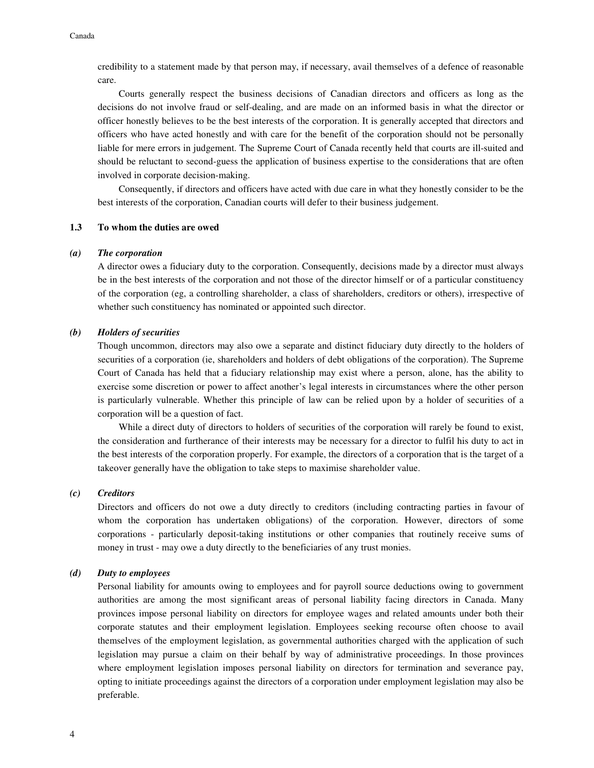credibility to a statement made by that person may, if necessary, avail themselves of a defence of reasonable care.

Courts generally respect the business decisions of Canadian directors and officers as long as the decisions do not involve fraud or self-dealing, and are made on an informed basis in what the director or officer honestly believes to be the best interests of the corporation. It is generally accepted that directors and officers who have acted honestly and with care for the benefit of the corporation should not be personally liable for mere errors in judgement. The Supreme Court of Canada recently held that courts are ill-suited and should be reluctant to second-guess the application of business expertise to the considerations that are often involved in corporate decision-making.

Consequently, if directors and officers have acted with due care in what they honestly consider to be the best interests of the corporation, Canadian courts will defer to their business judgement.

### 1.3 To whom the duties are owed

#### *(a) The corporation*

A director owes a fiduciary duty to the corporation. Consequently, decisions made by a director must always be in the best interests of the corporation and not those of the director himself or of a particular constituency of the corporation (eg, a controlling shareholder, a class of shareholders, creditors or others), irrespective of whether such constituency has nominated or appointed such director.

#### *(b) Holders of securities*

Though uncommon, directors may also owe a separate and distinct fiduciary duty directly to the holders of securities of a corporation (ie, shareholders and holders of debt obligations of the corporation). The Supreme Court of Canada has held that a fiduciary relationship may exist where a person, alone, has the ability to exercise some discretion or power to affect another's legal interests in circumstances where the other person is particularly vulnerable. Whether this principle of law can be relied upon by a holder of securities of a corporation will be a question of fact.

While a direct duty of directors to holders of securities of the corporation will rarely be found to exist, the consideration and furtherance of their interests may be necessary for a director to fulfil his duty to act in the best interests of the corporation properly. For example, the directors of a corporation that is the target of a takeover generally have the obligation to take steps to maximise shareholder value.

#### *(c) Creditors*

Directors and officers do not owe a duty directly to creditors (including contracting parties in favour of whom the corporation has undertaken obligations) of the corporation. However, directors of some corporations - particularly deposit-taking institutions or other companies that routinely receive sums of money in trust - may owe a duty directly to the beneficiaries of any trust monies.

#### *(d) Duty to employees*

Personal liability for amounts owing to employees and for payroll source deductions owing to government authorities are among the most significant areas of personal liability facing directors in Canada. Many provinces impose personal liability on directors for employee wages and related amounts under both their corporate statutes and their employment legislation. Employees seeking recourse often choose to avail themselves of the employment legislation, as governmental authorities charged with the application of such legislation may pursue a claim on their behalf by way of administrative proceedings. In those provinces where employment legislation imposes personal liability on directors for termination and severance pay, opting to initiate proceedings against the directors of a corporation under employment legislation may also be preferable.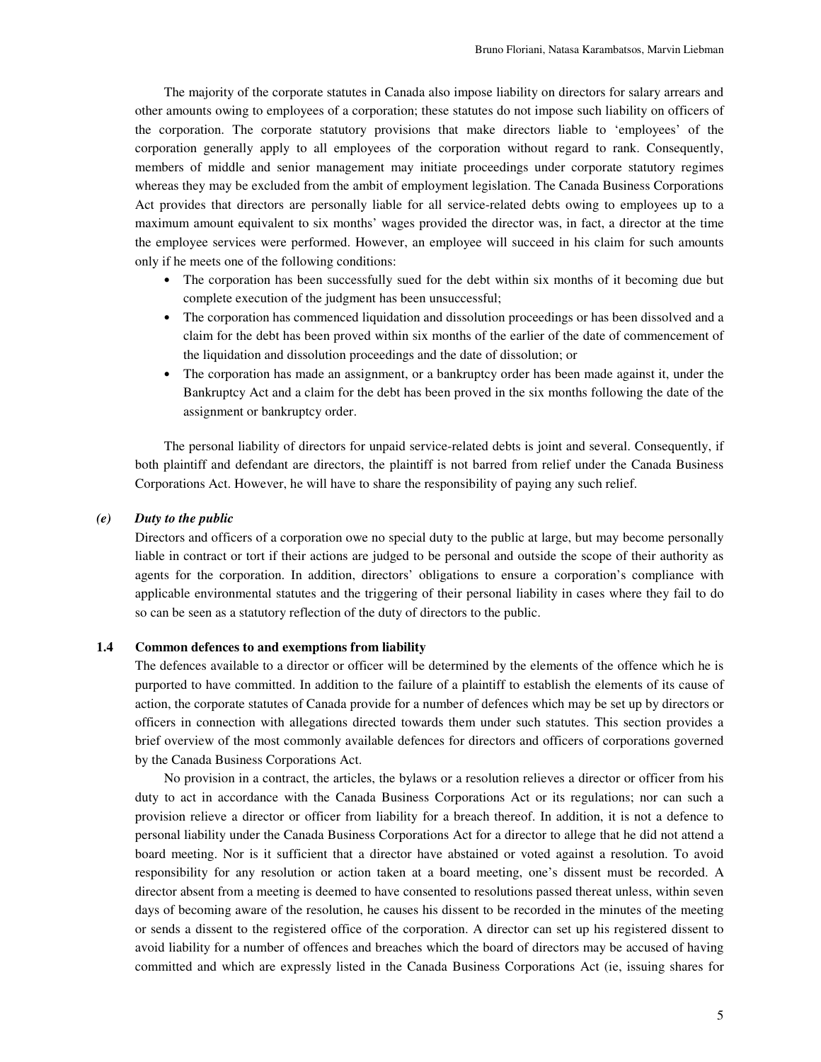The majority of the corporate statutes in Canada also impose liability on directors for salary arrears and other amounts owing to employees of a corporation; these statutes do not impose such liability on officers of the corporation. The corporate statutory provisions that make directors liable to 'employees' of the corporation generally apply to all employees of the corporation without regard to rank. Consequently, members of middle and senior management may initiate proceedings under corporate statutory regimes whereas they may be excluded from the ambit of employment legislation. The Canada Business Corporations Act provides that directors are personally liable for all service-related debts owing to employees up to a maximum amount equivalent to six months' wages provided the director was, in fact, a director at the time the employee services were performed. However, an employee will succeed in his claim for such amounts only if he meets one of the following conditions:

- The corporation has been successfully sued for the debt within six months of it becoming due but complete execution of the judgment has been unsuccessful;
- The corporation has commenced liquidation and dissolution proceedings or has been dissolved and a claim for the debt has been proved within six months of the earlier of the date of commencement of the liquidation and dissolution proceedings and the date of dissolution; or
- The corporation has made an assignment, or a bankruptcy order has been made against it, under the Bankruptcy Act and a claim for the debt has been proved in the six months following the date of the assignment or bankruptcy order.

The personal liability of directors for unpaid service-related debts is joint and several. Consequently, if both plaintiff and defendant are directors, the plaintiff is not barred from relief under the Canada Business Corporations Act. However, he will have to share the responsibility of paying any such relief.

#### *(e) Duty to the public*

Directors and officers of a corporation owe no special duty to the public at large, but may become personally liable in contract or tort if their actions are judged to be personal and outside the scope of their authority as agents for the corporation. In addition, directors' obligations to ensure a corporation's compliance with applicable environmental statutes and the triggering of their personal liability in cases where they fail to do so can be seen as a statutory reflection of the duty of directors to the public.

### 1.4 Common defences to and exemptions from liability

The defences available to a director or officer will be determined by the elements of the offence which he is purported to have committed. In addition to the failure of a plaintiff to establish the elements of its cause of action, the corporate statutes of Canada provide for a number of defences which may be set up by directors or officers in connection with allegations directed towards them under such statutes. This section provides a brief overview of the most commonly available defences for directors and officers of corporations governed by the Canada Business Corporations Act.

No provision in a contract, the articles, the bylaws or a resolution relieves a director or officer from his duty to act in accordance with the Canada Business Corporations Act or its regulations; nor can such a provision relieve a director or officer from liability for a breach thereof. In addition, it is not a defence to personal liability under the Canada Business Corporations Act for a director to allege that he did not attend a board meeting. Nor is it sufficient that a director have abstained or voted against a resolution. To avoid responsibility for any resolution or action taken at a board meeting, one's dissent must be recorded. A director absent from a meeting is deemed to have consented to resolutions passed thereat unless, within seven days of becoming aware of the resolution, he causes his dissent to be recorded in the minutes of the meeting or sends a dissent to the registered office of the corporation. A director can set up his registered dissent to avoid liability for a number of offences and breaches which the board of directors may be accused of having committed and which are expressly listed in the Canada Business Corporations Act (ie, issuing shares for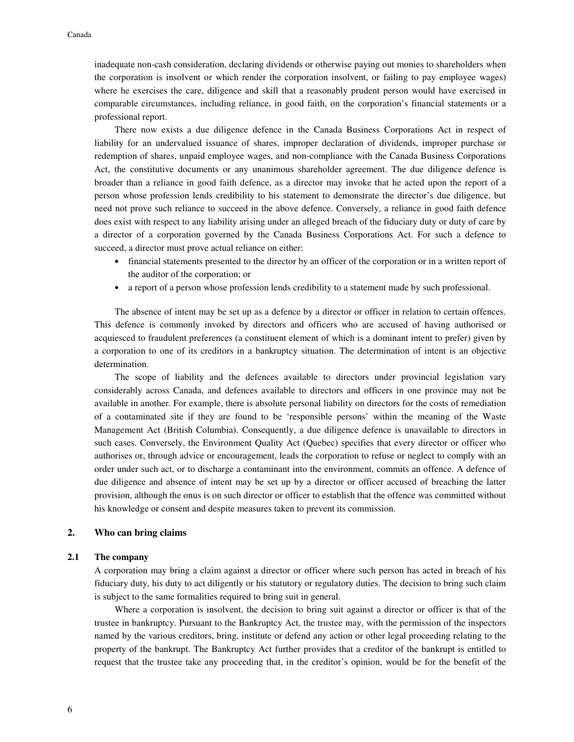inadequate non-cash consideration, declaring dividends or otherwise paying out monies to shareholders when the corporation is insolvent or which render the corporation insolvent, or failing to pay employee wages) where he exercises the care, diligence and skill that a reasonably prudent person would have exercised in comparable circumstances, including reliance, in good faith, on the corporation's financial statements or a professional report.

There now exists a due diligence defence in the Canada Business Corporations Act in respect of liability for an undervalued issuance of shares, improper declaration of dividends, improper purchase or redemption of shares, unpaid employee wages, and non-compliance with the Canada Business Corporations Act, the constitutive documents or any unanimous shareholder agreement. The due diligence defence is broader than a reliance in good faith defence, as a director may invoke that he acted upon the report of a person whose profession lends credibility to his statement to demonstrate the director's due diligence, but need not prove such reliance to succeed in the above defence. Conversely, a reliance in good faith defence does exist with respect to any liability arising under an alleged breach of the fiduciary duty or duty of care by a director of a corporation governed by the Canada Business Corporations Act. For such a defence to succeed, a director must prove actual reliance on either:

- financial statements presented to the director by an officer of the corporation or in a written report of the auditor of the corporation; or
- a report of a person whose profession lends credibility to a statement made by such professional.

The absence of intent may be set up as a defence by a director or officer in relation to certain offences. This defence is commonly invoked by directors and officers who are accused of having authorised or acquiesced to fraudulent preferences (a constituent element of which is a dominant intent to prefer) given by a corporation to one of its creditors in a bankruptcy situation. The determination of intent is an objective determination.

The scope of liability and the defences available to directors under provincial legislation vary considerably across Canada, and defences available to directors and officers in one province may not be available in another. For example, there is absolute personal liability on directors for the costs of remediation of a contaminated site if they are found to be 'responsible persons' within the meaning of the Waste Management Act (British Columbia). Consequently, a due diligence defence is unavailable to directors in such cases. Conversely, the Environment Quality Act (Quebec) specifies that every director or officer who authorises or, through advice or encouragement, leads the corporation to refuse or neglect to comply with an order under such act, or to discharge a contaminant into the environment, commits an offence. A defence of due diligence and absence of intent may be set up by a director or officer accused of breaching the latter provision, although the onus is on such director or officer to establish that the offence was committed without his knowledge or consent and despite measures taken to prevent its commission.

## 2. Who can bring claims

### 2.1 The company

A corporation may bring a claim against a director or officer where such person has acted in breach of his fiduciary duty, his duty to act diligently or his statutory or regulatory duties. The decision to bring such claim is subject to the same formalities required to bring suit in general.

Where a corporation is insolvent, the decision to bring suit against a director or officer is that of the trustee in bankruptcy. Pursuant to the Bankruptcy Act, the trustee may, with the permission of the inspectors named by the various creditors, bring, institute or defend any action or other legal proceeding relating to the property of the bankrupt. The Bankruptcy Act further provides that a creditor of the bankrupt is entitled to request that the trustee take any proceeding that, in the creditor's opinion, would be for the benefit of the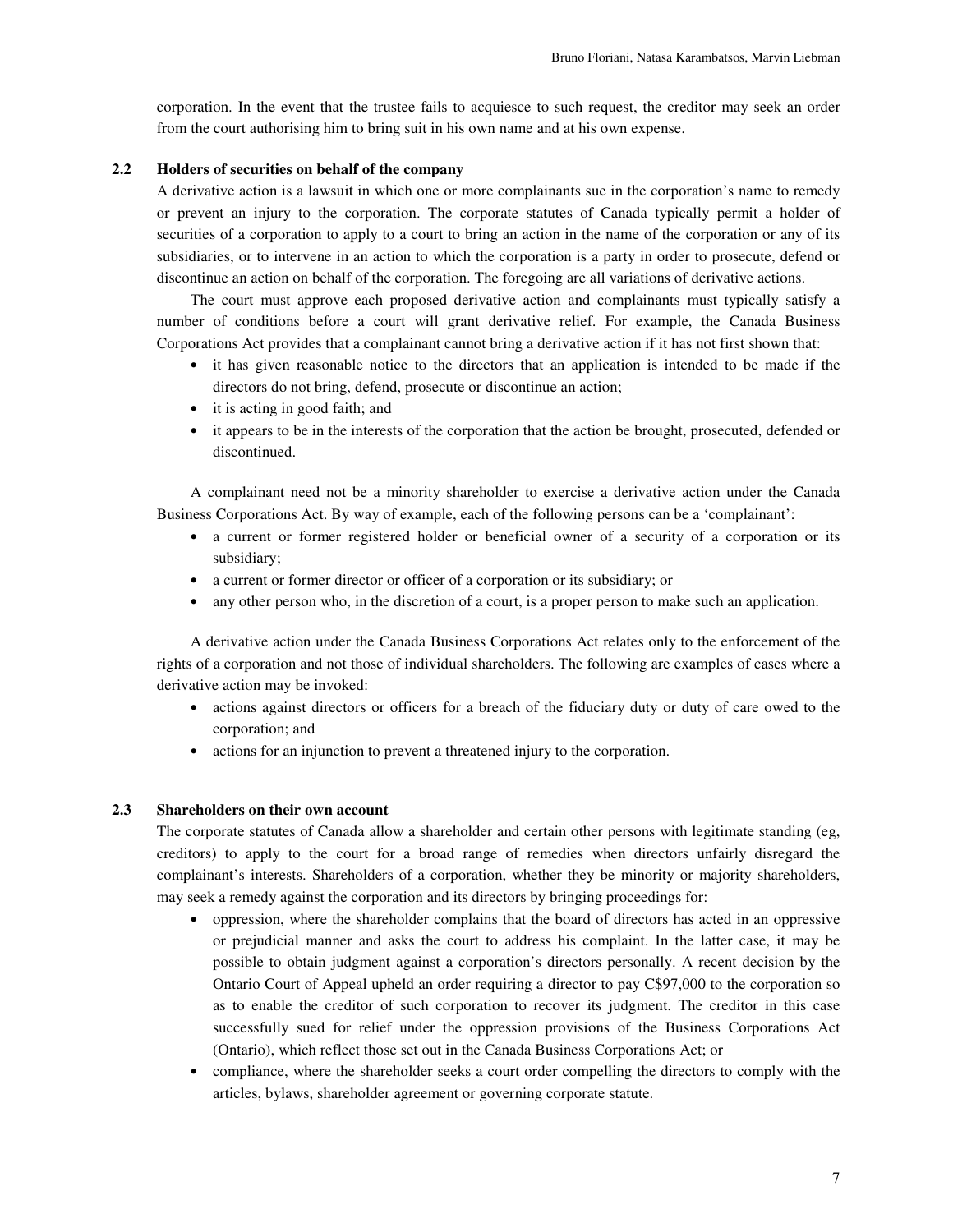corporation. In the event that the trustee fails to acquiesce to such request, the creditor may seek an order from the court authorising him to bring suit in his own name and at his own expense.

### 2.2 Holders of securities on behalf of the company

A derivative action is a lawsuit in which one or more complainants sue in the corporation's name to remedy or prevent an injury to the corporation. The corporate statutes of Canada typically permit a holder of securities of a corporation to apply to a court to bring an action in the name of the corporation or any of its subsidiaries, or to intervene in an action to which the corporation is a party in order to prosecute, defend or discontinue an action on behalf of the corporation. The foregoing are all variations of derivative actions.

The court must approve each proposed derivative action and complainants must typically satisfy a number of conditions before a court will grant derivative relief. For example, the Canada Business Corporations Act provides that a complainant cannot bring a derivative action if it has not first shown that:

- it has given reasonable notice to the directors that an application is intended to be made if the directors do not bring, defend, prosecute or discontinue an action;
- it is acting in good faith; and
- it appears to be in the interests of the corporation that the action be brought, prosecuted, defended or discontinued.

A complainant need not be a minority shareholder to exercise a derivative action under the Canada Business Corporations Act. By way of example, each of the following persons can be a 'complainant':

- a current or former registered holder or beneficial owner of a security of a corporation or its subsidiary;
- a current or former director or officer of a corporation or its subsidiary; or
- any other person who, in the discretion of a court, is a proper person to make such an application.

A derivative action under the Canada Business Corporations Act relates only to the enforcement of the rights of a corporation and not those of individual shareholders. The following are examples of cases where a derivative action may be invoked:

- actions against directors or officers for a breach of the fiduciary duty or duty of care owed to the corporation; and
- actions for an injunction to prevent a threatened injury to the corporation.

### 2.3 Shareholders on their own account

The corporate statutes of Canada allow a shareholder and certain other persons with legitimate standing (eg, creditors) to apply to the court for a broad range of remedies when directors unfairly disregard the complainant's interests. Shareholders of a corporation, whether they be minority or majority shareholders, may seek a remedy against the corporation and its directors by bringing proceedings for:

- oppression, where the shareholder complains that the board of directors has acted in an oppressive or prejudicial manner and asks the court to address his complaint. In the latter case, it may be possible to obtain judgment against a corporation's directors personally. A recent decision by the Ontario Court of Appeal upheld an order requiring a director to pay C$97,000 to the corporation so as to enable the creditor of such corporation to recover its judgment. The creditor in this case successfully sued for relief under the oppression provisions of the Business Corporations Act (Ontario), which reflect those set out in the Canada Business Corporations Act; or
- compliance, where the shareholder seeks a court order compelling the directors to comply with the articles, bylaws, shareholder agreement or governing corporate statute.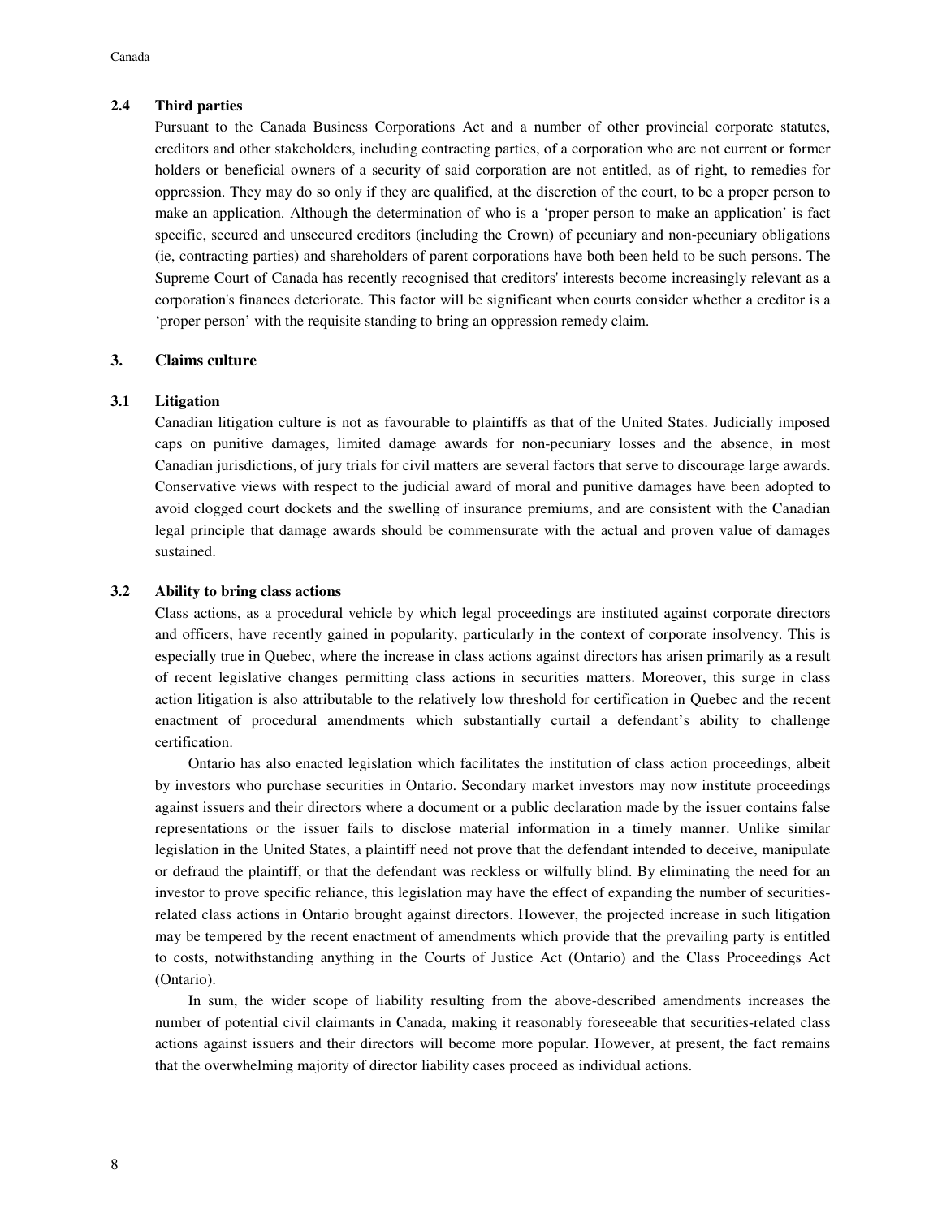### 2.4 Third parties

Pursuant to the Canada Business Corporations Act and a number of other provincial corporate statutes, creditors and other stakeholders, including contracting parties, of a corporation who are not current or former holders or beneficial owners of a security of said corporation are not entitled, as of right, to remedies for oppression. They may do so only if they are qualified, at the discretion of the court, to be a proper person to make an application. Although the determination of who is a 'proper person to make an application' is fact specific, secured and unsecured creditors (including the Crown) of pecuniary and non-pecuniary obligations (ie, contracting parties) and shareholders of parent corporations have both been held to be such persons. The Supreme Court of Canada has recently recognised that creditors' interests become increasingly relevant as a corporation's finances deteriorate. This factor will be significant when courts consider whether a creditor is a 'proper person' with the requisite standing to bring an oppression remedy claim.

## 3. Claims culture

### 3.1 Litigation

Canadian litigation culture is not as favourable to plaintiffs as that of the United States. Judicially imposed caps on punitive damages, limited damage awards for non-pecuniary losses and the absence, in most Canadian jurisdictions, of jury trials for civil matters are several factors that serve to discourage large awards. Conservative views with respect to the judicial award of moral and punitive damages have been adopted to avoid clogged court dockets and the swelling of insurance premiums, and are consistent with the Canadian legal principle that damage awards should be commensurate with the actual and proven value of damages sustained.

### 3.2 Ability to bring class actions

Class actions, as a procedural vehicle by which legal proceedings are instituted against corporate directors and officers, have recently gained in popularity, particularly in the context of corporate insolvency. This is especially true in Quebec, where the increase in class actions against directors has arisen primarily as a result of recent legislative changes permitting class actions in securities matters. Moreover, this surge in class action litigation is also attributable to the relatively low threshold for certification in Quebec and the recent enactment of procedural amendments which substantially curtail a defendant's ability to challenge certification.

Ontario has also enacted legislation which facilitates the institution of class action proceedings, albeit by investors who purchase securities in Ontario. Secondary market investors may now institute proceedings against issuers and their directors where a document or a public declaration made by the issuer contains false representations or the issuer fails to disclose material information in a timely manner. Unlike similar legislation in the United States, a plaintiff need not prove that the defendant intended to deceive, manipulate or defraud the plaintiff, or that the defendant was reckless or wilfully blind. By eliminating the need for an investor to prove specific reliance, this legislation may have the effect of expanding the number of securities-related class actions in Ontario brought against directors. However, the projected increase in such litigation may be tempered by the recent enactment of amendments which provide that the prevailing party is entitled to costs, notwithstanding anything in the Courts of Justice Act (Ontario) and the Class Proceedings Act (Ontario).

In sum, the wider scope of liability resulting from the above-described amendments increases the number of potential civil claimants in Canada, making it reasonably foreseeable that securities-related class actions against issuers and their directors will become more popular. However, at present, the fact remains that the overwhelming majority of director liability cases proceed as individual actions.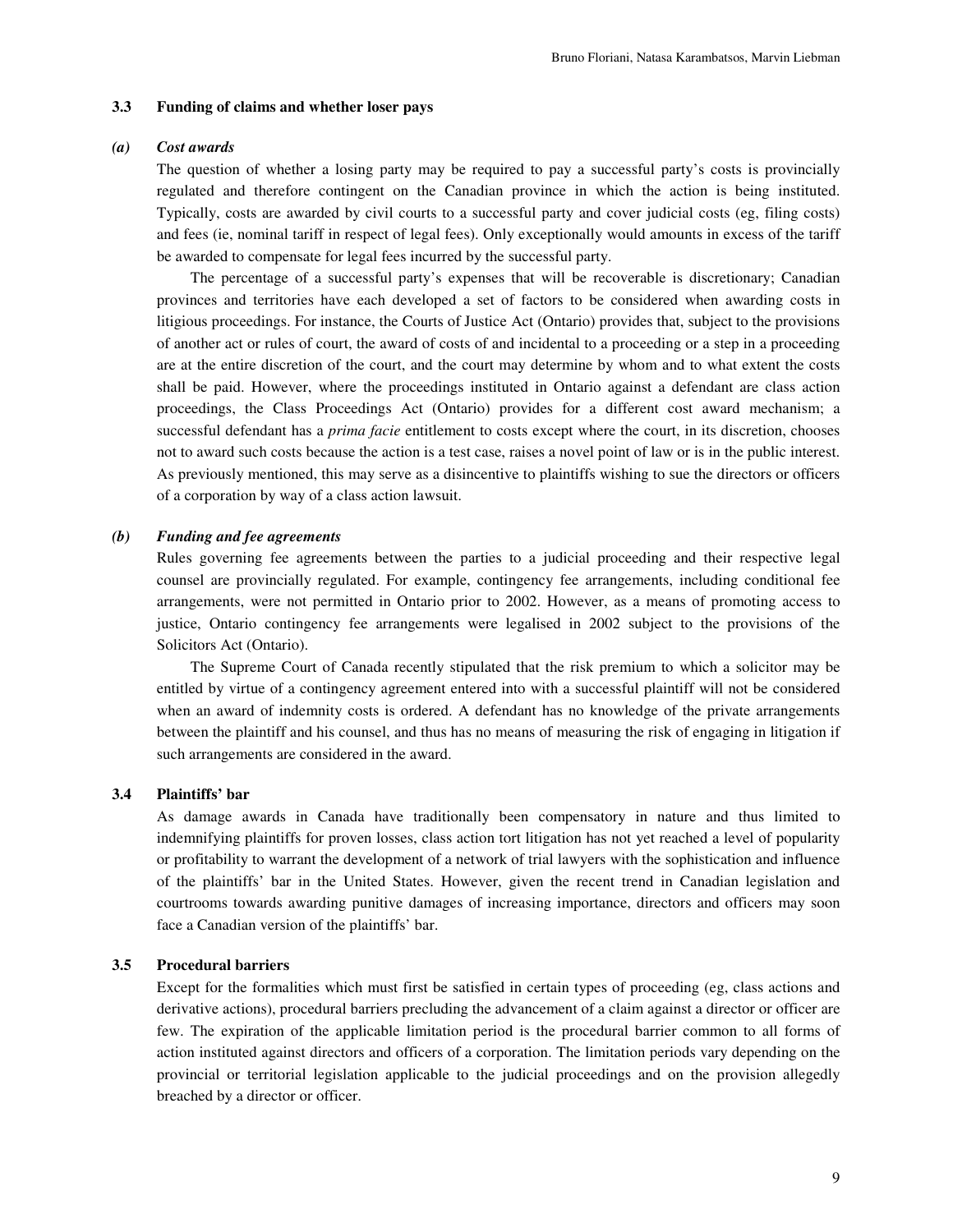### 3.3 Funding of claims and whether loser pays

#### *(a) Cost awards*

The question of whether a losing party may be required to pay a successful party's costs is provincially regulated and therefore contingent on the Canadian province in which the action is being instituted. Typically, costs are awarded by civil courts to a successful party and cover judicial costs (eg, filing costs) and fees (ie, nominal tariff in respect of legal fees). Only exceptionally would amounts in excess of the tariff be awarded to compensate for legal fees incurred by the successful party.

The percentage of a successful party's expenses that will be recoverable is discretionary; Canadian provinces and territories have each developed a set of factors to be considered when awarding costs in litigious proceedings. For instance, the Courts of Justice Act (Ontario) provides that, subject to the provisions of another act or rules of court, the award of costs of and incidental to a proceeding or a step in a proceeding are at the entire discretion of the court, and the court may determine by whom and to what extent the costs shall be paid. However, where the proceedings instituted in Ontario against a defendant are class action proceedings, the Class Proceedings Act (Ontario) provides for a different cost award mechanism; a successful defendant has a *prima facie* entitlement to costs except where the court, in its discretion, chooses not to award such costs because the action is a test case, raises a novel point of law or is in the public interest. As previously mentioned, this may serve as a disincentive to plaintiffs wishing to sue the directors or officers of a corporation by way of a class action lawsuit.

#### *(b) Funding and fee agreements*

Rules governing fee agreements between the parties to a judicial proceeding and their respective legal counsel are provincially regulated. For example, contingency fee arrangements, including conditional fee arrangements, were not permitted in Ontario prior to 2002. However, as a means of promoting access to justice, Ontario contingency fee arrangements were legalised in 2002 subject to the provisions of the Solicitors Act (Ontario).

The Supreme Court of Canada recently stipulated that the risk premium to which a solicitor may be entitled by virtue of a contingency agreement entered into with a successful plaintiff will not be considered when an award of indemnity costs is ordered. A defendant has no knowledge of the private arrangements between the plaintiff and his counsel, and thus has no means of measuring the risk of engaging in litigation if such arrangements are considered in the award.

### 3.4 Plaintiffs' bar

As damage awards in Canada have traditionally been compensatory in nature and thus limited to indemnifying plaintiffs for proven losses, class action tort litigation has not yet reached a level of popularity or profitability to warrant the development of a network of trial lawyers with the sophistication and influence of the plaintiffs' bar in the United States. However, given the recent trend in Canadian legislation and courtrooms towards awarding punitive damages of increasing importance, directors and officers may soon face a Canadian version of the plaintiffs' bar.

### 3.5 Procedural barriers

Except for the formalities which must first be satisfied in certain types of proceeding (eg, class actions and derivative actions), procedural barriers precluding the advancement of a claim against a director or officer are few. The expiration of the applicable limitation period is the procedural barrier common to all forms of action instituted against directors and officers of a corporation. The limitation periods vary depending on the provincial or territorial legislation applicable to the judicial proceedings and on the provision allegedly breached by a director or officer.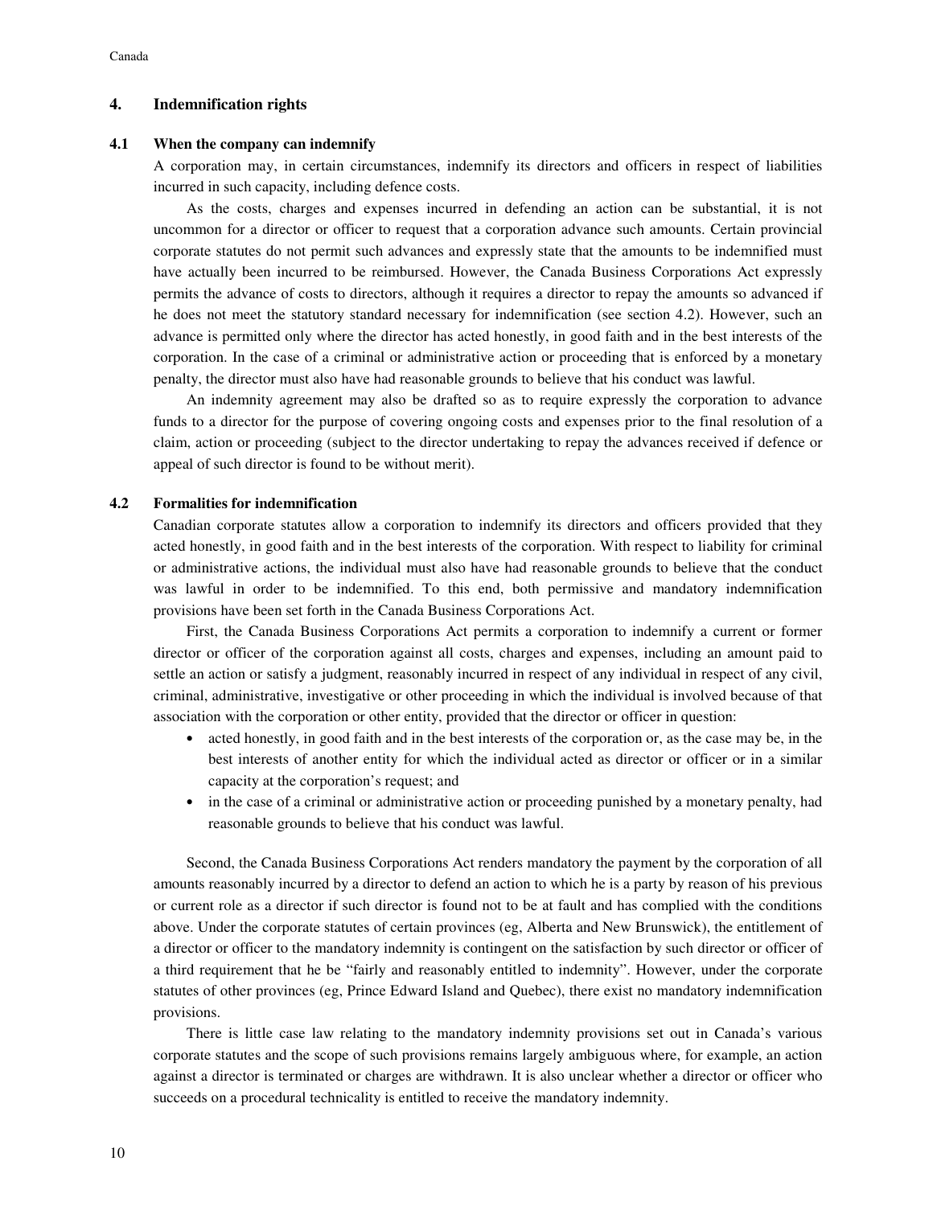## 4. Indemnification rights

### 4.1 When the company can indemnify

A corporation may, in certain circumstances, indemnify its directors and officers in respect of liabilities incurred in such capacity, including defence costs.

As the costs, charges and expenses incurred in defending an action can be substantial, it is not uncommon for a director or officer to request that a corporation advance such amounts. Certain provincial corporate statutes do not permit such advances and expressly state that the amounts to be indemnified must have actually been incurred to be reimbursed. However, the Canada Business Corporations Act expressly permits the advance of costs to directors, although it requires a director to repay the amounts so advanced if he does not meet the statutory standard necessary for indemnification (see section 4.2). However, such an advance is permitted only where the director has acted honestly, in good faith and in the best interests of the corporation. In the case of a criminal or administrative action or proceeding that is enforced by a monetary penalty, the director must also have had reasonable grounds to believe that his conduct was lawful.

An indemnity agreement may also be drafted so as to require expressly the corporation to advance funds to a director for the purpose of covering ongoing costs and expenses prior to the final resolution of a claim, action or proceeding (subject to the director undertaking to repay the advances received if defence or appeal of such director is found to be without merit).

### 4.2 Formalities for indemnification

Canadian corporate statutes allow a corporation to indemnify its directors and officers provided that they acted honestly, in good faith and in the best interests of the corporation. With respect to liability for criminal or administrative actions, the individual must also have had reasonable grounds to believe that the conduct was lawful in order to be indemnified. To this end, both permissive and mandatory indemnification provisions have been set forth in the Canada Business Corporations Act.

First, the Canada Business Corporations Act permits a corporation to indemnify a current or former director or officer of the corporation against all costs, charges and expenses, including an amount paid to settle an action or satisfy a judgment, reasonably incurred in respect of any individual in respect of any civil, criminal, administrative, investigative or other proceeding in which the individual is involved because of that association with the corporation or other entity, provided that the director or officer in question:

- acted honestly, in good faith and in the best interests of the corporation or, as the case may be, in the best interests of another entity for which the individual acted as director or officer or in a similar capacity at the corporation's request; and
- in the case of a criminal or administrative action or proceeding punished by a monetary penalty, had reasonable grounds to believe that his conduct was lawful.

Second, the Canada Business Corporations Act renders mandatory the payment by the corporation of all amounts reasonably incurred by a director to defend an action to which he is a party by reason of his previous or current role as a director if such director is found not to be at fault and has complied with the conditions above. Under the corporate statutes of certain provinces (eg, Alberta and New Brunswick), the entitlement of a director or officer to the mandatory indemnity is contingent on the satisfaction by such director or officer of a third requirement that he be "fairly and reasonably entitled to indemnity". However, under the corporate statutes of other provinces (eg, Prince Edward Island and Quebec), there exist no mandatory indemnification provisions.

There is little case law relating to the mandatory indemnity provisions set out in Canada's various corporate statutes and the scope of such provisions remains largely ambiguous where, for example, an action against a director is terminated or charges are withdrawn. It is also unclear whether a director or officer who succeeds on a procedural technicality is entitled to receive the mandatory indemnity.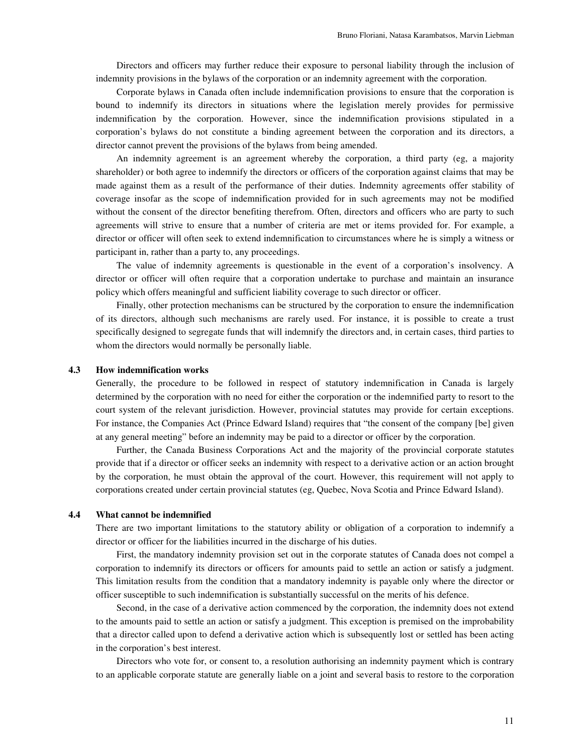Directors and officers may further reduce their exposure to personal liability through the inclusion of indemnity provisions in the bylaws of the corporation or an indemnity agreement with the corporation.

Corporate bylaws in Canada often include indemnification provisions to ensure that the corporation is bound to indemnify its directors in situations where the legislation merely provides for permissive indemnification by the corporation. However, since the indemnification provisions stipulated in a corporation's bylaws do not constitute a binding agreement between the corporation and its directors, a director cannot prevent the provisions of the bylaws from being amended.

An indemnity agreement is an agreement whereby the corporation, a third party (eg, a majority shareholder) or both agree to indemnify the directors or officers of the corporation against claims that may be made against them as a result of the performance of their duties. Indemnity agreements offer stability of coverage insofar as the scope of indemnification provided for in such agreements may not be modified without the consent of the director benefiting therefrom. Often, directors and officers who are party to such agreements will strive to ensure that a number of criteria are met or items provided for. For example, a director or officer will often seek to extend indemnification to circumstances where he is simply a witness or participant in, rather than a party to, any proceedings.

The value of indemnity agreements is questionable in the event of a corporation's insolvency. A director or officer will often require that a corporation undertake to purchase and maintain an insurance policy which offers meaningful and sufficient liability coverage to such director or officer.

Finally, other protection mechanisms can be structured by the corporation to ensure the indemnification of its directors, although such mechanisms are rarely used. For instance, it is possible to create a trust specifically designed to segregate funds that will indemnify the directors and, in certain cases, third parties to whom the directors would normally be personally liable.

### 4.3 How indemnification works

Generally, the procedure to be followed in respect of statutory indemnification in Canada is largely determined by the corporation with no need for either the corporation or the indemnified party to resort to the court system of the relevant jurisdiction. However, provincial statutes may provide for certain exceptions. For instance, the Companies Act (Prince Edward Island) requires that "the consent of the company [be] given at any general meeting" before an indemnity may be paid to a director or officer by the corporation.

Further, the Canada Business Corporations Act and the majority of the provincial corporate statutes provide that if a director or officer seeks an indemnity with respect to a derivative action or an action brought by the corporation, he must obtain the approval of the court. However, this requirement will not apply to corporations created under certain provincial statutes (eg, Quebec, Nova Scotia and Prince Edward Island).

### 4.4 What cannot be indemnified

There are two important limitations to the statutory ability or obligation of a corporation to indemnify a director or officer for the liabilities incurred in the discharge of his duties.

First, the mandatory indemnity provision set out in the corporate statutes of Canada does not compel a corporation to indemnify its directors or officers for amounts paid to settle an action or satisfy a judgment. This limitation results from the condition that a mandatory indemnity is payable only where the director or officer susceptible to such indemnification is substantially successful on the merits of his defence.

Second, in the case of a derivative action commenced by the corporation, the indemnity does not extend to the amounts paid to settle an action or satisfy a judgment. This exception is premised on the improbability that a director called upon to defend a derivative action which is subsequently lost or settled has been acting in the corporation's best interest.

Directors who vote for, or consent to, a resolution authorising an indemnity payment which is contrary to an applicable corporate statute are generally liable on a joint and several basis to restore to the corporation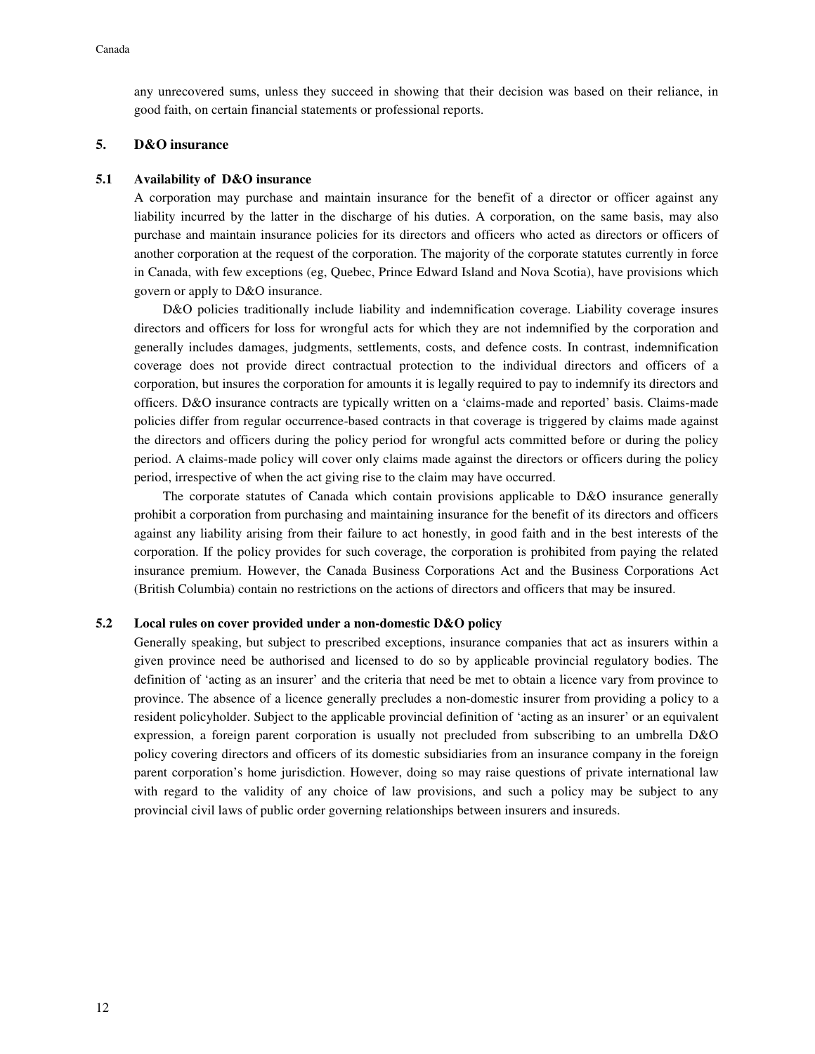any unrecovered sums, unless they succeed in showing that their decision was based on their reliance, in good faith, on certain financial statements or professional reports.

## 5. D&O insurance

### 5.1 Availability of D&O insurance

A corporation may purchase and maintain insurance for the benefit of a director or officer against any liability incurred by the latter in the discharge of his duties. A corporation, on the same basis, may also purchase and maintain insurance policies for its directors and officers who acted as directors or officers of another corporation at the request of the corporation. The majority of the corporate statutes currently in force in Canada, with few exceptions (eg, Quebec, Prince Edward Island and Nova Scotia), have provisions which govern or apply to D&O insurance.

D&O policies traditionally include liability and indemnification coverage. Liability coverage insures directors and officers for loss for wrongful acts for which they are not indemnified by the corporation and generally includes damages, judgments, settlements, costs, and defence costs. In contrast, indemnification coverage does not provide direct contractual protection to the individual directors and officers of a corporation, but insures the corporation for amounts it is legally required to pay to indemnify its directors and officers. D&O insurance contracts are typically written on a 'claims-made and reported' basis. Claims-made policies differ from regular occurrence-based contracts in that coverage is triggered by claims made against the directors and officers during the policy period for wrongful acts committed before or during the policy period. A claims-made policy will cover only claims made against the directors or officers during the policy period, irrespective of when the act giving rise to the claim may have occurred.

The corporate statutes of Canada which contain provisions applicable to D&O insurance generally prohibit a corporation from purchasing and maintaining insurance for the benefit of its directors and officers against any liability arising from their failure to act honestly, in good faith and in the best interests of the corporation. If the policy provides for such coverage, the corporation is prohibited from paying the related insurance premium. However, the Canada Business Corporations Act and the Business Corporations Act (British Columbia) contain no restrictions on the actions of directors and officers that may be insured.

### 5.2 Local rules on cover provided under a non-domestic D&O policy

Generally speaking, but subject to prescribed exceptions, insurance companies that act as insurers within a given province need be authorised and licensed to do so by applicable provincial regulatory bodies. The definition of 'acting as an insurer' and the criteria that need be met to obtain a licence vary from province to province. The absence of a licence generally precludes a non-domestic insurer from providing a policy to a resident policyholder. Subject to the applicable provincial definition of 'acting as an insurer' or an equivalent expression, a foreign parent corporation is usually not precluded from subscribing to an umbrella D&O policy covering directors and officers of its domestic subsidiaries from an insurance company in the foreign parent corporation's home jurisdiction. However, doing so may raise questions of private international law with regard to the validity of any choice of law provisions, and such a policy may be subject to any provincial civil laws of public order governing relationships between insurers and insureds.